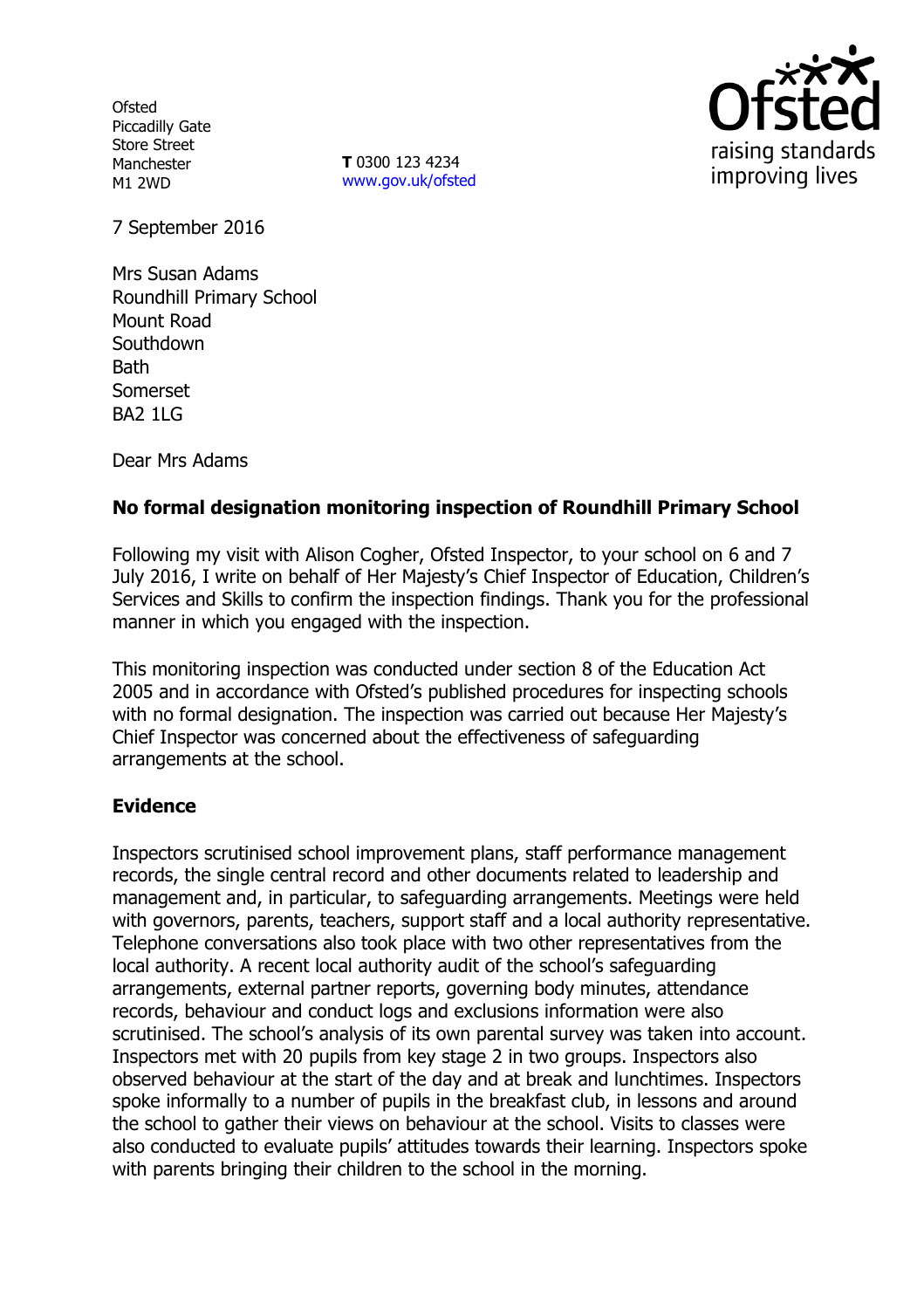Ofsted
Piccadilly Gate
Store Street
Manchester
M1 2WD

**T** 0300 123 4234
www.gov.uk/ofsted

raising standards improving lives

7 September 2016

Mrs Susan Adams
Roundhill Primary School
Mount Road
Southdown
Bath
Somerset
BA2 1LG

Dear Mrs Adams

**No formal designation monitoring inspection of Roundhill Primary School**

Following my visit with Alison Cogher, Ofsted Inspector, to your school on 6 and 7 July 2016, I write on behalf of Her Majesty's Chief Inspector of Education, Children's Services and Skills to confirm the inspection findings. Thank you for the professional manner in which you engaged with the inspection.

This monitoring inspection was conducted under section 8 of the Education Act 2005 and in accordance with Ofsted's published procedures for inspecting schools with no formal designation. The inspection was carried out because Her Majesty's Chief Inspector was concerned about the effectiveness of safeguarding arrangements at the school.

## Evidence

Inspectors scrutinised school improvement plans, staff performance management records, the single central record and other documents related to leadership and management and, in particular, to safeguarding arrangements. Meetings were held with governors, parents, teachers, support staff and a local authority representative. Telephone conversations also took place with two other representatives from the local authority. A recent local authority audit of the school's safeguarding arrangements, external partner reports, governing body minutes, attendance records, behaviour and conduct logs and exclusions information were also scrutinised. The school's analysis of its own parental survey was taken into account. Inspectors met with 20 pupils from key stage 2 in two groups. Inspectors also observed behaviour at the start of the day and at break and lunchtimes. Inspectors spoke informally to a number of pupils in the breakfast club, in lessons and around the school to gather their views on behaviour at the school. Visits to classes were also conducted to evaluate pupils' attitudes towards their learning. Inspectors spoke with parents bringing their children to the school in the morning.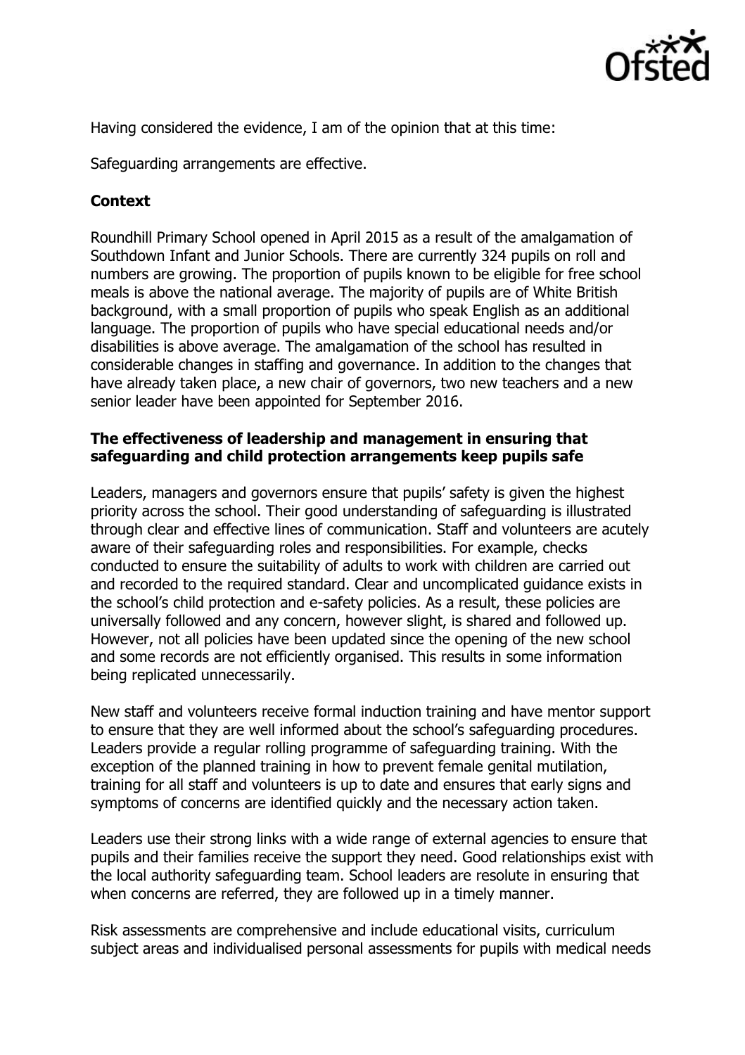Having considered the evidence, I am of the opinion that at this time:

Safeguarding arrangements are effective.

### Context

Roundhill Primary School opened in April 2015 as a result of the amalgamation of Southdown Infant and Junior Schools. There are currently 324 pupils on roll and numbers are growing. The proportion of pupils known to be eligible for free school meals is above the national average. The majority of pupils are of White British background, with a small proportion of pupils who speak English as an additional language. The proportion of pupils who have special educational needs and/or disabilities is above average. The amalgamation of the school has resulted in considerable changes in staffing and governance. In addition to the changes that have already taken place, a new chair of governors, two new teachers and a new senior leader have been appointed for September 2016.

### The effectiveness of leadership and management in ensuring that safeguarding and child protection arrangements keep pupils safe

Leaders, managers and governors ensure that pupils' safety is given the highest priority across the school. Their good understanding of safeguarding is illustrated through clear and effective lines of communication. Staff and volunteers are acutely aware of their safeguarding roles and responsibilities. For example, checks conducted to ensure the suitability of adults to work with children are carried out and recorded to the required standard. Clear and uncomplicated guidance exists in the school's child protection and e-safety policies. As a result, these policies are universally followed and any concern, however slight, is shared and followed up. However, not all policies have been updated since the opening of the new school and some records are not efficiently organised. This results in some information being replicated unnecessarily.

New staff and volunteers receive formal induction training and have mentor support to ensure that they are well informed about the school's safeguarding procedures. Leaders provide a regular rolling programme of safeguarding training. With the exception of the planned training in how to prevent female genital mutilation, training for all staff and volunteers is up to date and ensures that early signs and symptoms of concerns are identified quickly and the necessary action taken.

Leaders use their strong links with a wide range of external agencies to ensure that pupils and their families receive the support they need. Good relationships exist with the local authority safeguarding team. School leaders are resolute in ensuring that when concerns are referred, they are followed up in a timely manner.

Risk assessments are comprehensive and include educational visits, curriculum subject areas and individualised personal assessments for pupils with medical needs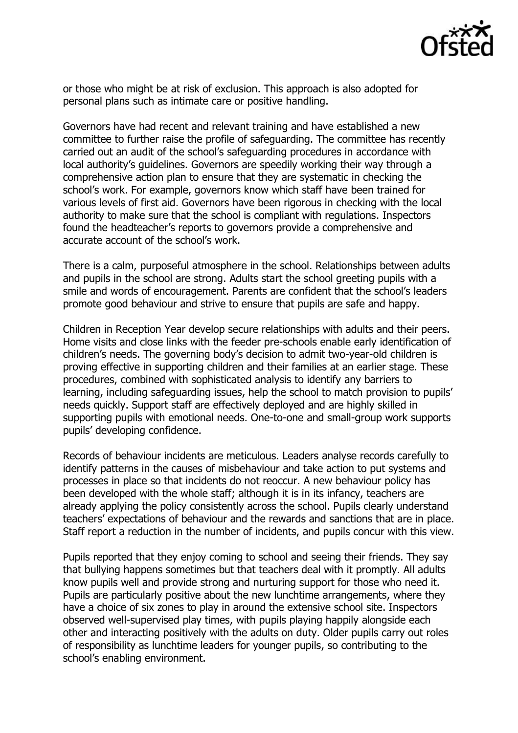or those who might be at risk of exclusion. This approach is also adopted for personal plans such as intimate care or positive handling.

Governors have had recent and relevant training and have established a new committee to further raise the profile of safeguarding. The committee has recently carried out an audit of the school's safeguarding procedures in accordance with local authority's guidelines. Governors are speedily working their way through a comprehensive action plan to ensure that they are systematic in checking the school's work. For example, governors know which staff have been trained for various levels of first aid. Governors have been rigorous in checking with the local authority to make sure that the school is compliant with regulations. Inspectors found the headteacher's reports to governors provide a comprehensive and accurate account of the school's work.

There is a calm, purposeful atmosphere in the school. Relationships between adults and pupils in the school are strong. Adults start the school greeting pupils with a smile and words of encouragement. Parents are confident that the school's leaders promote good behaviour and strive to ensure that pupils are safe and happy.

Children in Reception Year develop secure relationships with adults and their peers. Home visits and close links with the feeder pre-schools enable early identification of children's needs. The governing body's decision to admit two-year-old children is proving effective in supporting children and their families at an earlier stage. These procedures, combined with sophisticated analysis to identify any barriers to learning, including safeguarding issues, help the school to match provision to pupils' needs quickly. Support staff are effectively deployed and are highly skilled in supporting pupils with emotional needs. One-to-one and small-group work supports pupils' developing confidence.

Records of behaviour incidents are meticulous. Leaders analyse records carefully to identify patterns in the causes of misbehaviour and take action to put systems and processes in place so that incidents do not reoccur. A new behaviour policy has been developed with the whole staff; although it is in its infancy, teachers are already applying the policy consistently across the school. Pupils clearly understand teachers' expectations of behaviour and the rewards and sanctions that are in place. Staff report a reduction in the number of incidents, and pupils concur with this view.

Pupils reported that they enjoy coming to school and seeing their friends. They say that bullying happens sometimes but that teachers deal with it promptly. All adults know pupils well and provide strong and nurturing support for those who need it. Pupils are particularly positive about the new lunchtime arrangements, where they have a choice of six zones to play in around the extensive school site. Inspectors observed well-supervised play times, with pupils playing happily alongside each other and interacting positively with the adults on duty. Older pupils carry out roles of responsibility as lunchtime leaders for younger pupils, so contributing to the school's enabling environment.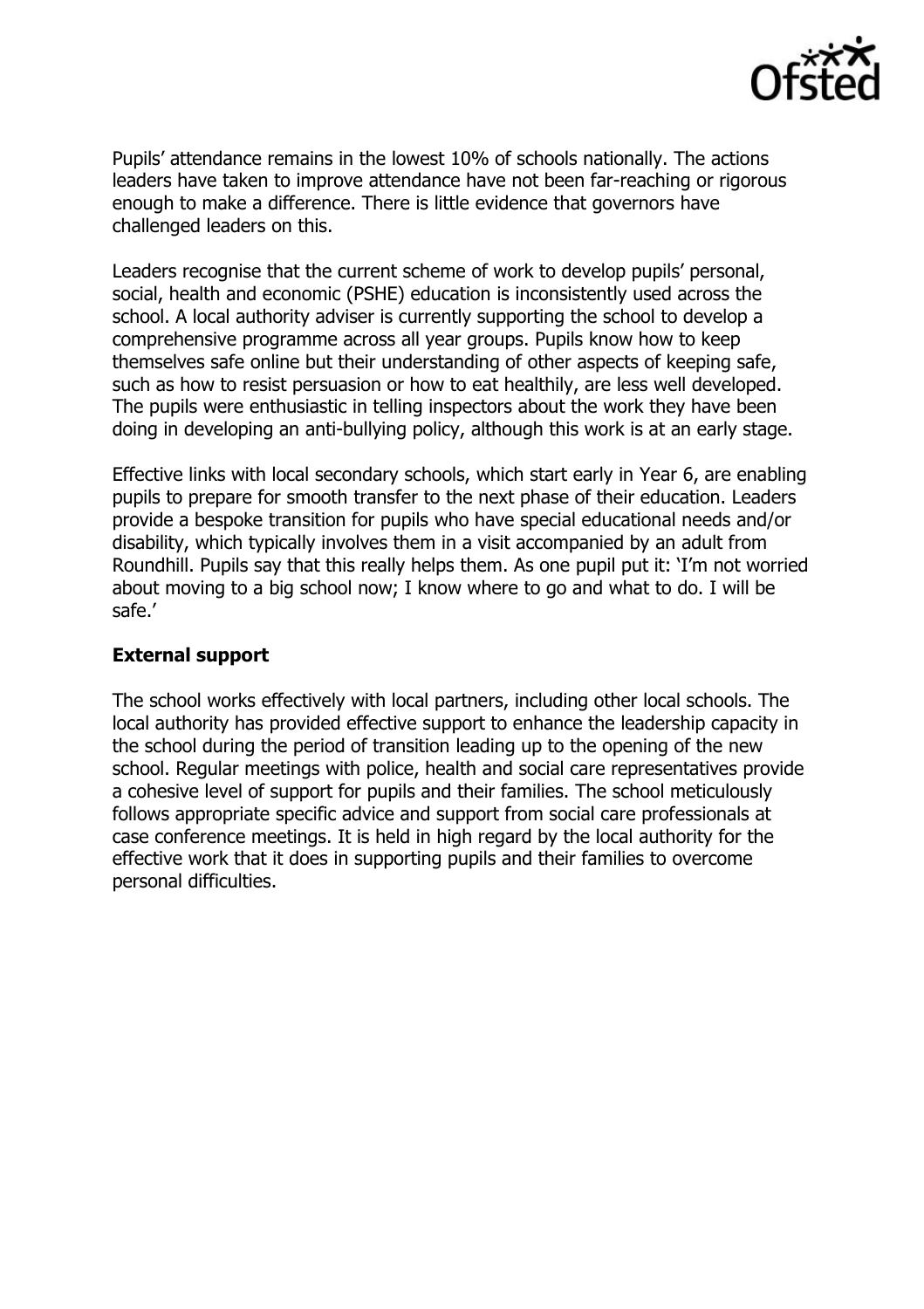Pupils' attendance remains in the lowest 10% of schools nationally. The actions leaders have taken to improve attendance have not been far-reaching or rigorous enough to make a difference. There is little evidence that governors have challenged leaders on this.

Leaders recognise that the current scheme of work to develop pupils' personal, social, health and economic (PSHE) education is inconsistently used across the school. A local authority adviser is currently supporting the school to develop a comprehensive programme across all year groups. Pupils know how to keep themselves safe online but their understanding of other aspects of keeping safe, such as how to resist persuasion or how to eat healthily, are less well developed. The pupils were enthusiastic in telling inspectors about the work they have been doing in developing an anti-bullying policy, although this work is at an early stage.

Effective links with local secondary schools, which start early in Year 6, are enabling pupils to prepare for smooth transfer to the next phase of their education. Leaders provide a bespoke transition for pupils who have special educational needs and/or disability, which typically involves them in a visit accompanied by an adult from Roundhill. Pupils say that this really helps them. As one pupil put it: 'I'm not worried about moving to a big school now; I know where to go and what to do. I will be safe.'

**External support**

The school works effectively with local partners, including other local schools. The local authority has provided effective support to enhance the leadership capacity in the school during the period of transition leading up to the opening of the new school. Regular meetings with police, health and social care representatives provide a cohesive level of support for pupils and their families. The school meticulously follows appropriate specific advice and support from social care professionals at case conference meetings. It is held in high regard by the local authority for the effective work that it does in supporting pupils and their families to overcome personal difficulties.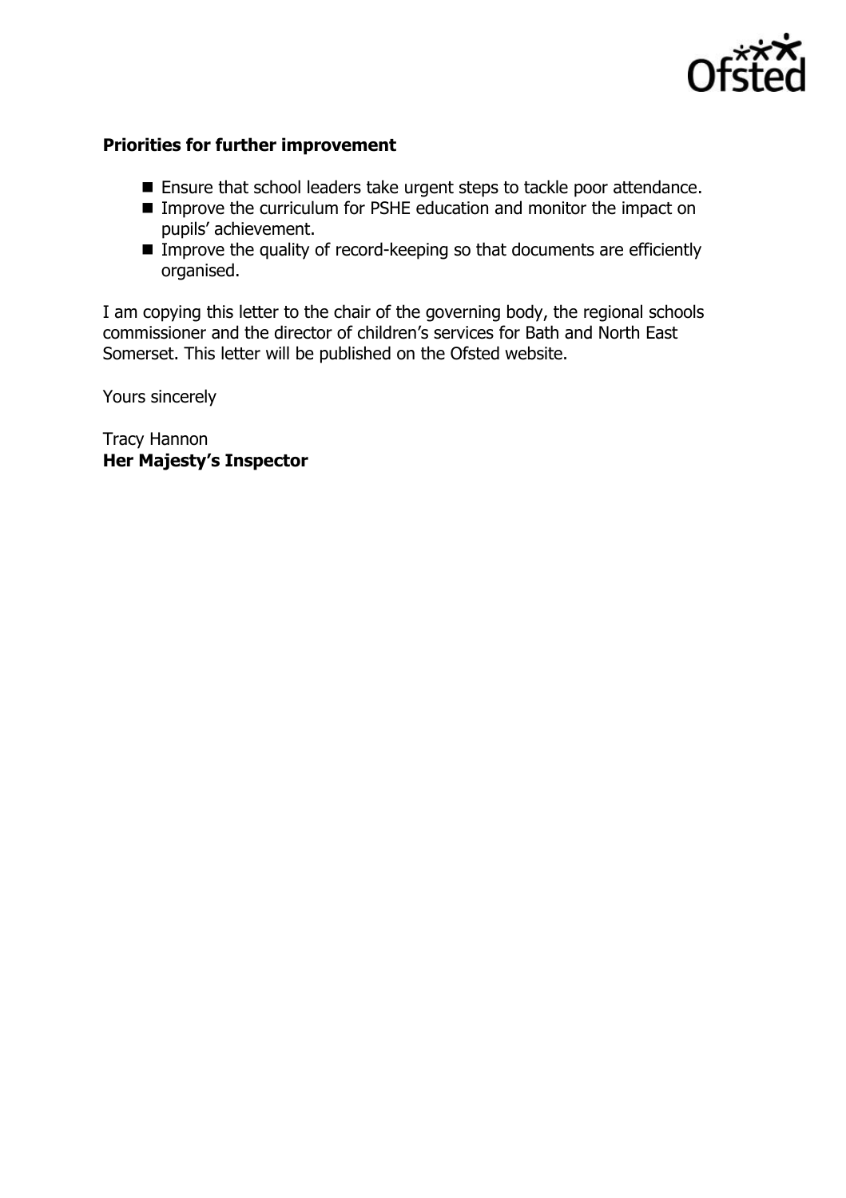**Priorities for further improvement**

- Ensure that school leaders take urgent steps to tackle poor attendance.
- Improve the curriculum for PSHE education and monitor the impact on pupils' achievement.
- Improve the quality of record-keeping so that documents are efficiently organised.

I am copying this letter to the chair of the governing body, the regional schools commissioner and the director of children's services for Bath and North East Somerset. This letter will be published on the Ofsted website.

Yours sincerely

Tracy Hannon
**Her Majesty's Inspector**